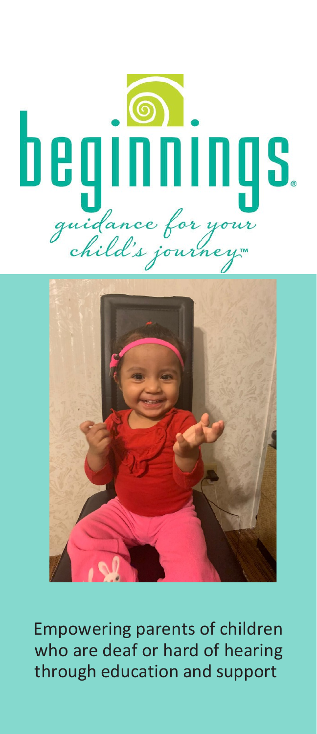# beginnings®

*guidance for your child's journey™*

Empowering parents of children who are deaf or hard of hearing through education and support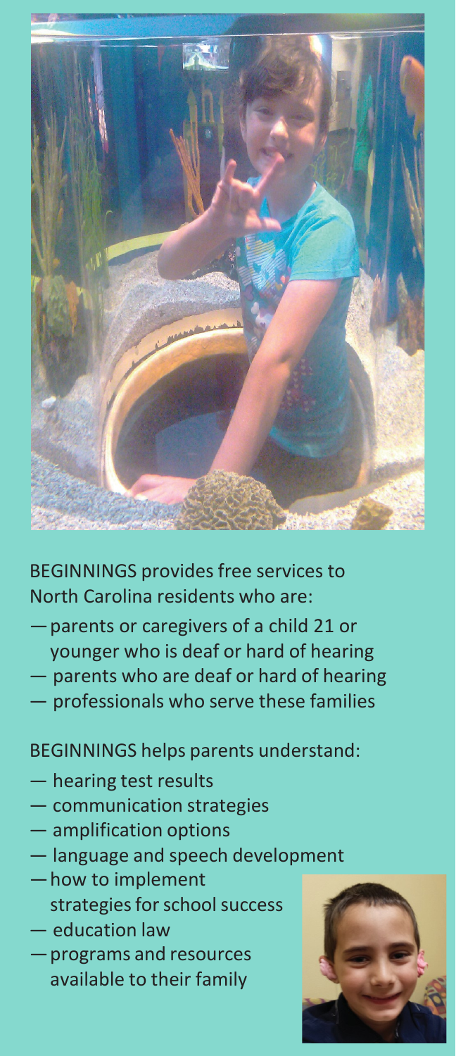BEGINNINGS provides free services to North Carolina residents who are:

- parents or caregivers of a child 21 or younger who is deaf or hard of hearing
- parents who are deaf or hard of hearing
- professionals who serve these families

BEGINNINGS helps parents understand:

- hearing test results
- communication strategies
- amplification options
- language and speech development
- how to implement strategies for school success
- education law
- programs and resources available to their family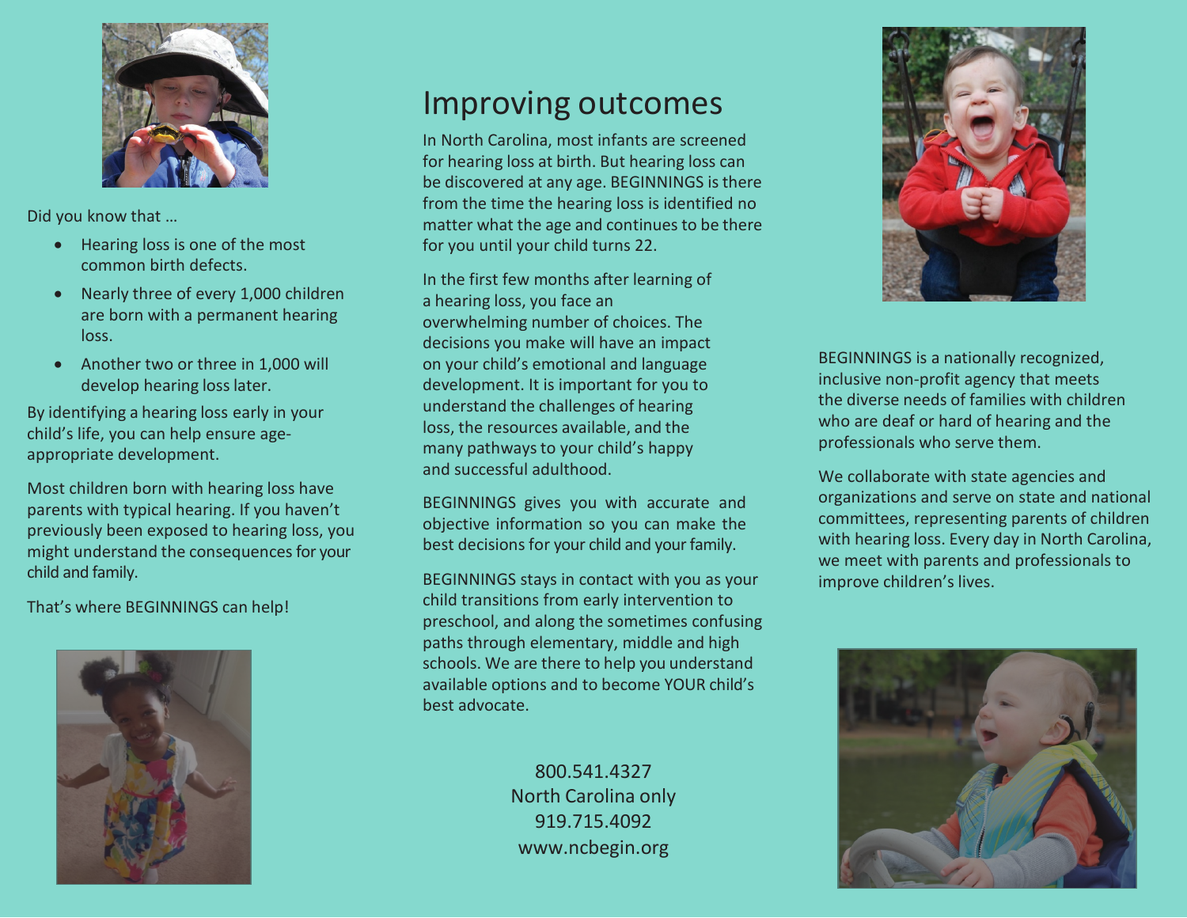Did you know that …

- Hearing loss is one of the most common birth defects.
- Nearly three of every 1,000 children are born with a permanent hearing loss.
- Another two or three in 1,000 will develop hearing loss later.

By identifying a hearing loss early in your child's life, you can help ensure age-appropriate development.

Most children born with hearing loss have parents with typical hearing. If you haven't previously been exposed to hearing loss, you might understand the consequences for your child and family.

That's where BEGINNINGS can help!

# Improving outcomes

In North Carolina, most infants are screened for hearing loss at birth. But hearing loss can be discovered at any age. BEGINNINGS is there from the time the hearing loss is identified no matter what the age and continues to be there for you until your child turns 22.

In the first few months after learning of a hearing loss, you face an overwhelming number of choices. The decisions you make will have an impact on your child's emotional and language development. It is important for you to understand the challenges of hearing loss, the resources available, and the many pathways to your child's happy and successful adulthood.

BEGINNINGS gives you with accurate and objective information so you can make the best decisions for your child and your family.

BEGINNINGS stays in contact with you as your child transitions from early intervention to preschool, and along the sometimes confusing paths through elementary, middle and high schools. We are there to help you understand available options and to become YOUR child's best advocate.

800.541.4327
North Carolina only
919.715.4092
www.ncbegin.org

BEGINNINGS is a nationally recognized, inclusive non-profit agency that meets the diverse needs of families with children who are deaf or hard of hearing and the professionals who serve them.

We collaborate with state agencies and organizations and serve on state and national committees, representing parents of children with hearing loss. Every day in North Carolina, we meet with parents and professionals to improve children's lives.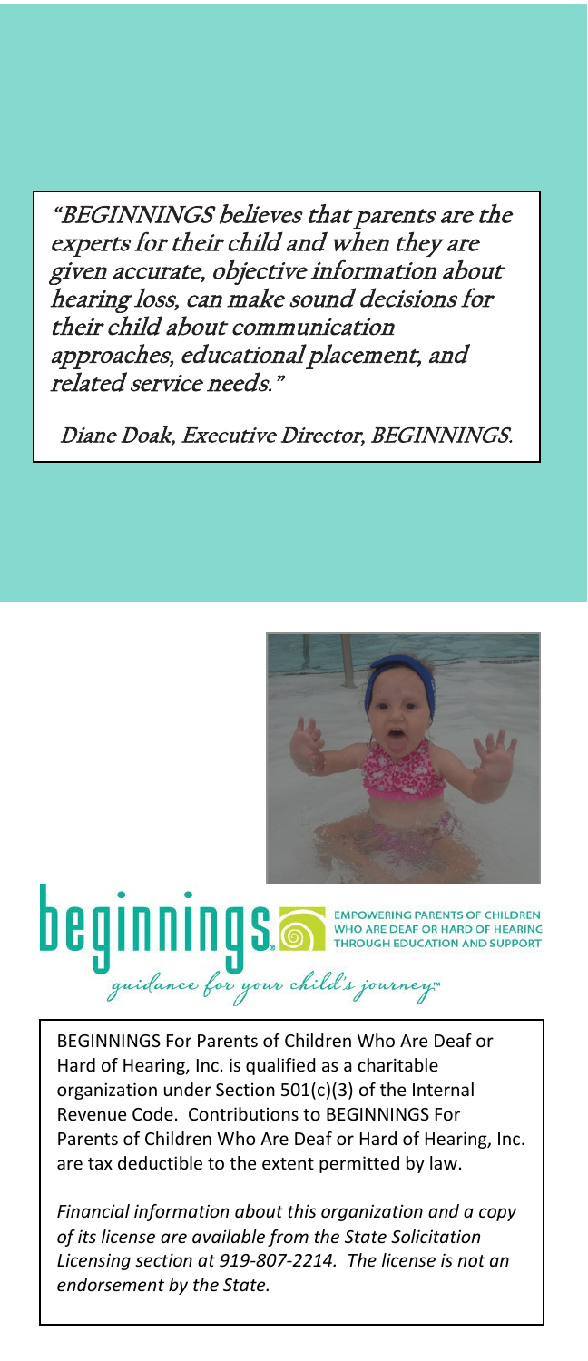*"BEGINNINGS believes that parents are the experts for their child and when they are given accurate, objective information about hearing loss, can make sound decisions for their child about communication approaches, educational placement, and related service needs."*

*Diane Doak, Executive Director, BEGINNINGS.*

beginnings

EMPOWERING PARENTS OF CHILDREN WHO ARE DEAF OR HARD OF HEARING THROUGH EDUCATION AND SUPPORT

*guidance for your child's journey™*

BEGINNINGS For Parents of Children Who Are Deaf or Hard of Hearing, Inc. is qualified as a charitable organization under Section 501(c)(3) of the Internal Revenue Code. Contributions to BEGINNINGS For Parents of Children Who Are Deaf or Hard of Hearing, Inc. are tax deductible to the extent permitted by law.

*Financial information about this organization and a copy of its license are available from the State Solicitation Licensing section at 919-807-2214. The license is not an endorsement by the State.*